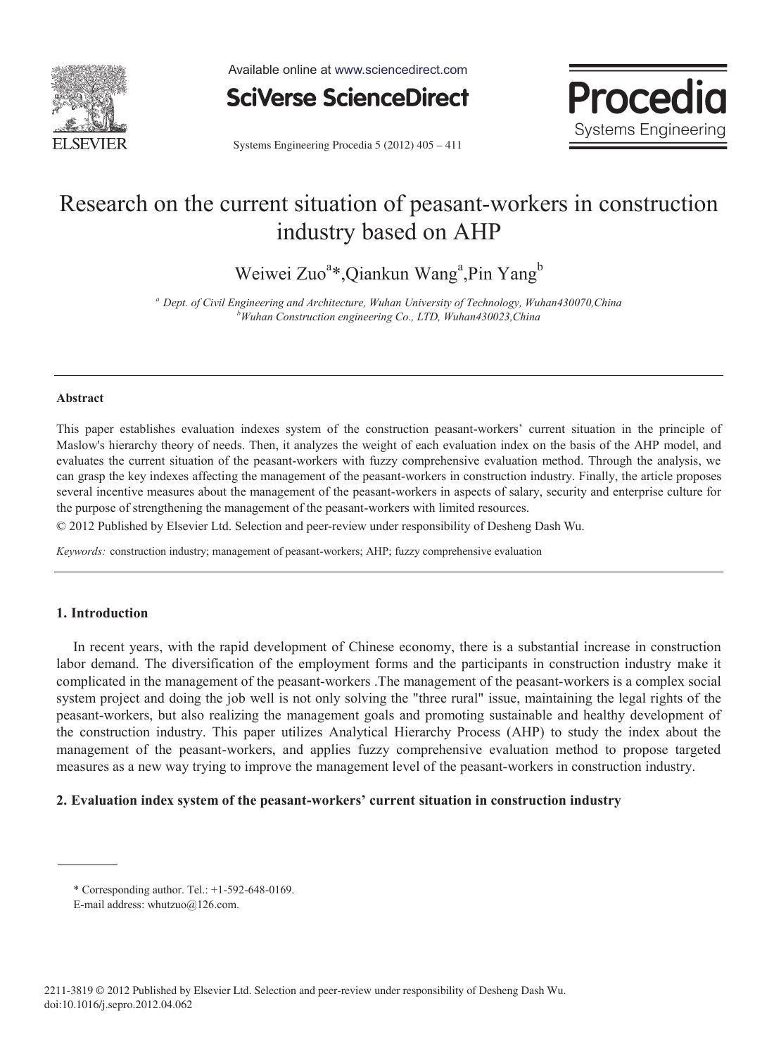# Research on the current situation of peasant-workers in construction industry based on AHP

Weiwei Zuo[a]*, Qiankun Wang[a], Pin Yang[b]

[a] Dept. of Civil Engineering and Architecture, Wuhan University of Technology, Wuhan430070, China
[b] Wuhan Construction engineering Co., LTD, Wuhan430023, China

---

### Abstract

This paper establishes evaluation indexes system of the construction peasant-workers' current situation in the principle of Maslow's hierarchy theory of needs. Then, it analyzes the weight of each evaluation index on the basis of the AHP model, and evaluates the current situation of the peasant-workers with fuzzy comprehensive evaluation method. Through the analysis, we can grasp the key indexes affecting the management of the peasant-workers in construction industry. Finally, the article proposes several incentive measures about the management of the peasant-workers in aspects of salary, security and enterprise culture for the purpose of strengthening the management of the peasant-workers with limited resources.

© 2012 Published by Elsevier Ltd. Selection and peer-review under responsibility of Desheng Dash Wu.

*Keywords:* construction industry; management of peasant-workers; AHP; fuzzy comprehensive evaluation

---

## 1. Introduction

In recent years, with the rapid development of Chinese economy, there is a substantial increase in construction labor demand. The diversification of the employment forms and the participants in construction industry make it complicated in the management of the peasant-workers .The management of the peasant-workers is a complex social system project and doing the job well is not only solving the "three rural" issue, maintaining the legal rights of the peasant-workers, but also realizing the management goals and promoting sustainable and healthy development of the construction industry. This paper utilizes Analytical Hierarchy Process (AHP) to study the index about the management of the peasant-workers, and applies fuzzy comprehensive evaluation method to propose targeted measures as a new way trying to improve the management level of the peasant-workers in construction industry.

## 2. Evaluation index system of the peasant-workers' current situation in construction industry

---

\* Corresponding author. Tel.: +1-592-648-0169.
E-mail address: whutzuo@126.com.

2211-3819 © 2012 Published by Elsevier Ltd. Selection and peer-review under responsibility of Desheng Dash Wu.
doi:10.1016/j.sepro.2012.04.062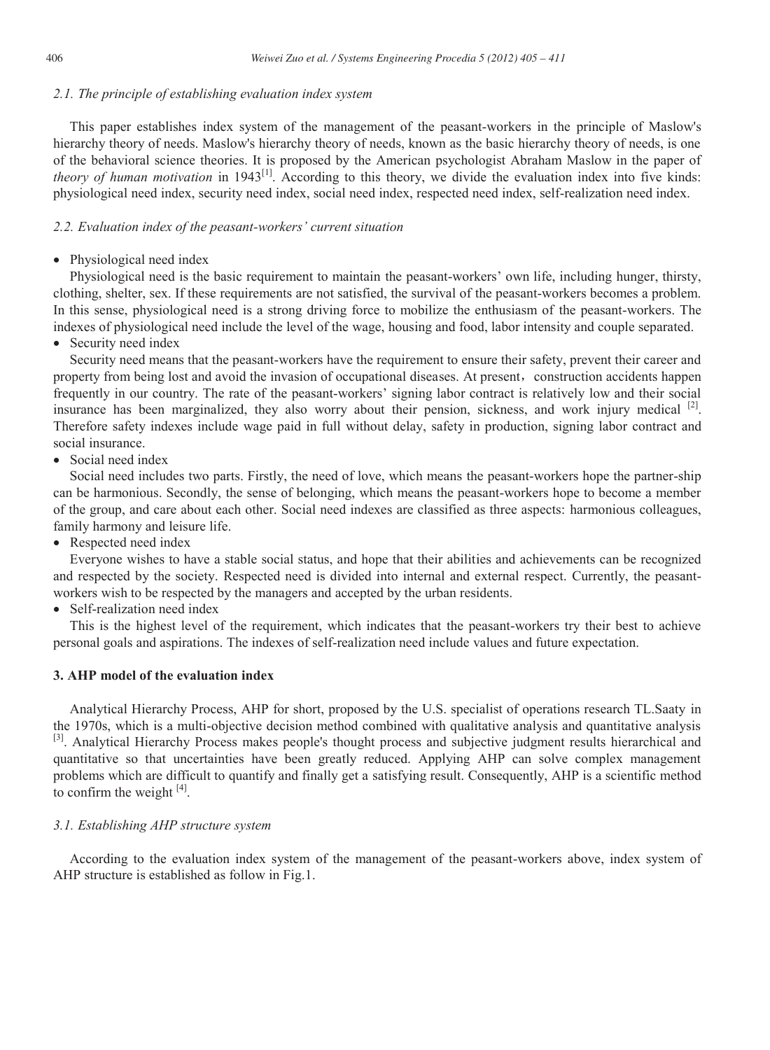### 2.1. The principle of establishing evaluation index system

This paper establishes index system of the management of the peasant-workers in the principle of Maslow's hierarchy theory of needs. Maslow's hierarchy theory of needs, known as the basic hierarchy theory of needs, is one of the behavioral science theories. It is proposed by the American psychologist Abraham Maslow in the paper of *theory of human motivation* in 1943[1]. According to this theory, we divide the evaluation index into five kinds: physiological need index, security need index, social need index, respected need index, self-realization need index.

### 2.2. Evaluation index of the peasant-workers' current situation

- Physiological need index

Physiological need is the basic requirement to maintain the peasant-workers' own life, including hunger, thirsty, clothing, shelter, sex. If these requirements are not satisfied, the survival of the peasant-workers becomes a problem. In this sense, physiological need is a strong driving force to mobilize the enthusiasm of the peasant-workers. The indexes of physiological need include the level of the wage, housing and food, labor intensity and couple separated.

- Security need index

Security need means that the peasant-workers have the requirement to ensure their safety, prevent their career and property from being lost and avoid the invasion of occupational diseases. At present，construction accidents happen frequently in our country. The rate of the peasant-workers' signing labor contract is relatively low and their social insurance has been marginalized, they also worry about their pension, sickness, and work injury medical [2]. Therefore safety indexes include wage paid in full without delay, safety in production, signing labor contract and social insurance.

- Social need index

Social need includes two parts. Firstly, the need of love, which means the peasant-workers hope the partner-ship can be harmonious. Secondly, the sense of belonging, which means the peasant-workers hope to become a member of the group, and care about each other. Social need indexes are classified as three aspects: harmonious colleagues, family harmony and leisure life.

- Respected need index

Everyone wishes to have a stable social status, and hope that their abilities and achievements can be recognized and respected by the society. Respected need is divided into internal and external respect. Currently, the peasant-workers wish to be respected by the managers and accepted by the urban residents.

- Self-realization need index

This is the highest level of the requirement, which indicates that the peasant-workers try their best to achieve personal goals and aspirations. The indexes of self-realization need include values and future expectation.

## 3. AHP model of the evaluation index

Analytical Hierarchy Process, AHP for short, proposed by the U.S. specialist of operations research TL.Saaty in the 1970s, which is a multi-objective decision method combined with qualitative analysis and quantitative analysis [3]. Analytical Hierarchy Process makes people's thought process and subjective judgment results hierarchical and quantitative so that uncertainties have been greatly reduced. Applying AHP can solve complex management problems which are difficult to quantify and finally get a satisfying result. Consequently, AHP is a scientific method to confirm the weight [4].

### 3.1. Establishing AHP structure system

According to the evaluation index system of the management of the peasant-workers above, index system of AHP structure is established as follow in Fig.1.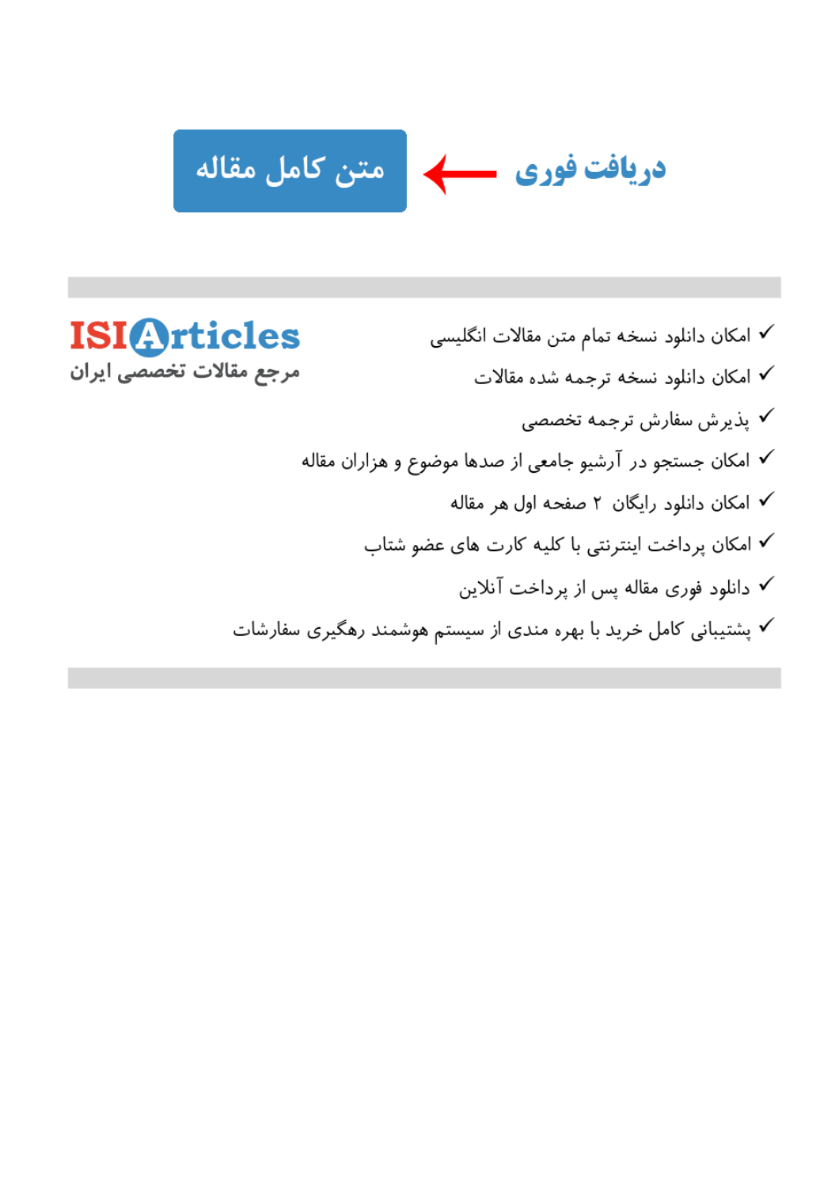دریافت فوری ← **متن کامل مقاله**

**ISIArticles**
مرجع مقالات تخصصی ایران

- ✓ امکان دانلود نسخه تمام متن مقالات انگلیسی
- ✓ امکان دانلود نسخه ترجمه شده مقالات
- ✓ پذیرش سفارش ترجمه تخصصی
- ✓ امکان جستجو در آرشیو جامعی از صدها موضوع و هزاران مقاله
- ✓ امکان دانلود رایگان ۲ صفحه اول هر مقاله
- ✓ امکان پرداخت اینترنتی با کلیه کارت های عضو شتاب
- ✓ دانلود فوری مقاله پس از پرداخت آنلاین
- ✓ پشتیبانی کامل خرید با بهره مندی از سیستم هوشمند رهگیری سفارشات